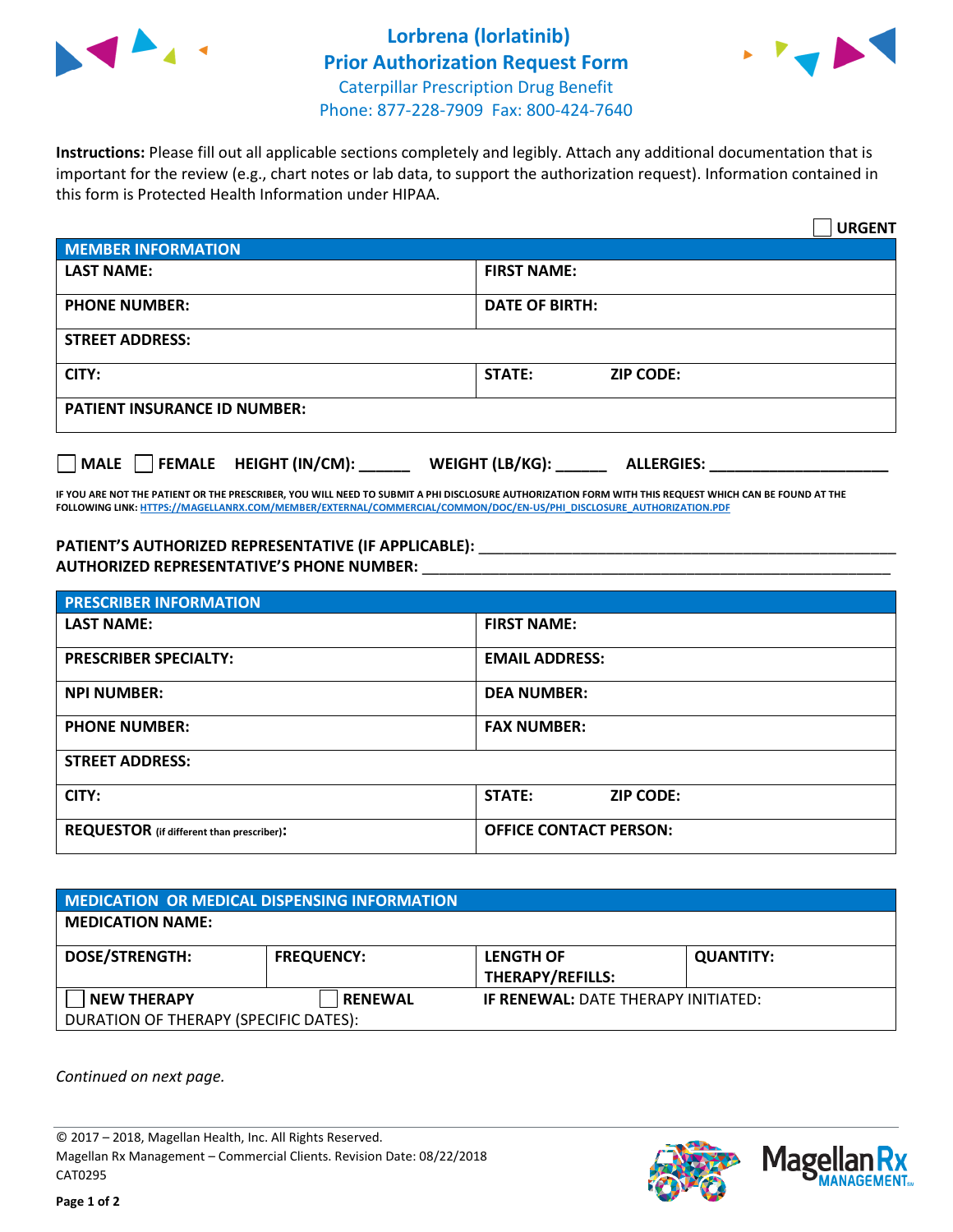# Lorbrena (lorlatinib) Prior Authorization Request Form

Caterpillar Prescription Drug Benefit
Phone: 877-228-7909 Fax: 800-424-7640

**Instructions:** Please fill out all applicable sections completely and legibly. Attach any additional documentation that is important for the review (e.g., chart notes or lab data, to support the authorization request). Information contained in this form is Protected Health Information under HIPAA.

☐ **URGENT**

| **MEMBER INFORMATION** | |
|---|---|
| **LAST NAME:** | **FIRST NAME:** |
| **PHONE NUMBER:** | **DATE OF BIRTH:** |
| **STREET ADDRESS:** | |
| **CITY:** | **STATE:** **ZIP CODE:** |
| **PATIENT INSURANCE ID NUMBER:** | |

☐ **MALE** ☐ **FEMALE** **HEIGHT (IN/CM):** ______ **WEIGHT (LB/KG):** ______ **ALLERGIES:** ____________________

**IF YOU ARE NOT THE PATIENT OR THE PRESCRIBER, YOU WILL NEED TO SUBMIT A PHI DISCLOSURE AUTHORIZATION FORM WITH THIS REQUEST WHICH CAN BE FOUND AT THE FOLLOWING LINK: HTTPS://MAGELLANRX.COM/MEMBER/EXTERNAL/COMMERCIAL/COMMON/DOC/EN-US/PHI_DISCLOSURE_AUTHORIZATION.PDF**

**PATIENT'S AUTHORIZED REPRESENTATIVE (IF APPLICABLE):** ____________________________________________
**AUTHORIZED REPRESENTATIVE'S PHONE NUMBER:** ____________________________________________

| **PRESCRIBER INFORMATION** | |
|---|---|
| **LAST NAME:** | **FIRST NAME:** |
| **PRESCRIBER SPECIALTY:** | **EMAIL ADDRESS:** |
| **NPI NUMBER:** | **DEA NUMBER:** |
| **PHONE NUMBER:** | **FAX NUMBER:** |
| **STREET ADDRESS:** | |
| **CITY:** | **STATE:** **ZIP CODE:** |
| **REQUESTOR** (if different than prescriber)**:** | **OFFICE CONTACT PERSON:** |

| **MEDICATION OR MEDICAL DISPENSING INFORMATION** | | | |
|---|---|---|---|
| **MEDICATION NAME:** | | | |
| **DOSE/STRENGTH:** | **FREQUENCY:** | **LENGTH OF THERAPY/REFILLS:** | **QUANTITY:** |
| ☐ **NEW THERAPY** | ☐ **RENEWAL** | **IF RENEWAL:** DATE THERAPY INITIATED: | |
| DURATION OF THERAPY (SPECIFIC DATES): | | | |

*Continued on next page.*

© 2017 – 2018, Magellan Health, Inc. All Rights Reserved.
Magellan Rx Management – Commercial Clients. Revision Date: 08/22/2018
CAT0295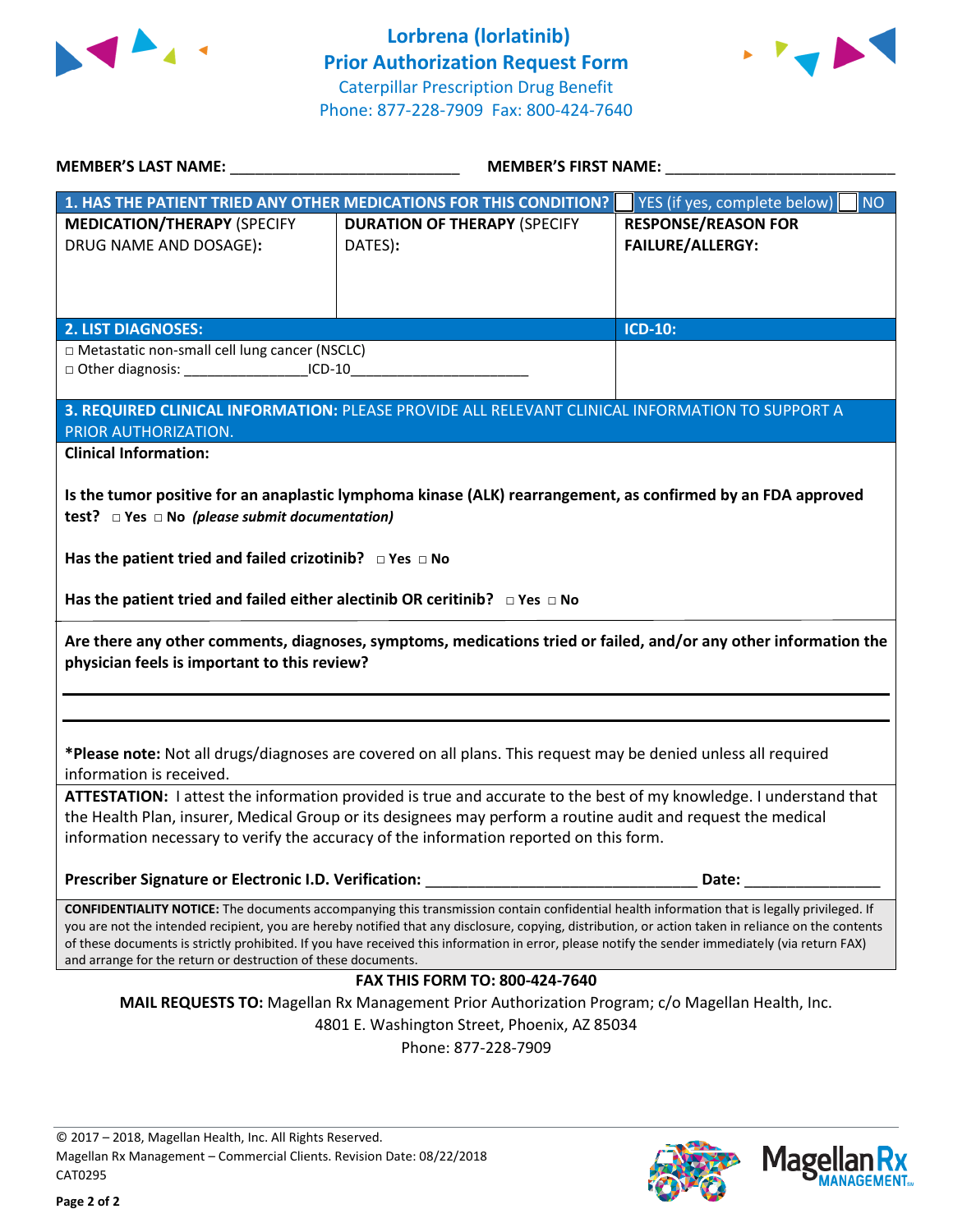# Lorbrena (lorlatinib) Prior Authorization Request Form

Caterpillar Prescription Drug Benefit
Phone: 877-228-7909 Fax: 800-424-7640

**MEMBER'S LAST NAME:** ___________________________ **MEMBER'S FIRST NAME:** ___________________________

| **1. HAS THE PATIENT TRIED ANY OTHER MEDICATIONS FOR THIS CONDITION?** | | ☐ YES (if yes, complete below) ☐ NO |
|---|---|---|
| **MEDICATION/THERAPY** (SPECIFY DRUG NAME AND DOSAGE): | **DURATION OF THERAPY** (SPECIFY DATES): | **RESPONSE/REASON FOR FAILURE/ALLERGY:** |
| | | |

| **2. LIST DIAGNOSES:** | **ICD-10:** |
|---|---|
| □ Metastatic non-small cell lung cancer (NSCLC)<br>□ Other diagnosis: ________________ICD-10_______________________ | |

**3. REQUIRED CLINICAL INFORMATION:** PLEASE PROVIDE ALL RELEVANT CLINICAL INFORMATION TO SUPPORT A PRIOR AUTHORIZATION.

**Clinical Information:**

**Is the tumor positive for an anaplastic lymphoma kinase (ALK) rearrangement, as confirmed by an FDA approved test?** □ **Yes** □ **No** ***(please submit documentation)***

**Has the patient tried and failed crizotinib?** □ **Yes** □ **No**

**Has the patient tried and failed either alectinib OR ceritinib?** □ **Yes** □ **No**

**Are there any other comments, diagnoses, symptoms, medications tried or failed, and/or any other information the physician feels is important to this review?**

___________________________________________________________________________

___________________________________________________________________________

***Please note:** Not all drugs/diagnoses are covered on all plans. This request may be denied unless all required information is received.

**ATTESTATION:** I attest the information provided is true and accurate to the best of my knowledge. I understand that the Health Plan, insurer, Medical Group or its designees may perform a routine audit and request the medical information necessary to verify the accuracy of the information reported on this form.

**Prescriber Signature or Electronic I.D. Verification:** _________________________________ **Date:** ________________

**CONFIDENTIALITY NOTICE:** The documents accompanying this transmission contain confidential health information that is legally privileged. If you are not the intended recipient, you are hereby notified that any disclosure, copying, distribution, or action taken in reliance on the contents of these documents is strictly prohibited. If you have received this information in error, please notify the sender immediately (via return FAX) and arrange for the return or destruction of these documents.

**FAX THIS FORM TO: 800-424-7640**

**MAIL REQUESTS TO:** Magellan Rx Management Prior Authorization Program; c/o Magellan Health, Inc.
4801 E. Washington Street, Phoenix, AZ 85034
Phone: 877-228-7909

© 2017 – 2018, Magellan Health, Inc. All Rights Reserved.
Magellan Rx Management – Commercial Clients. Revision Date: 08/22/2018
CAT0295